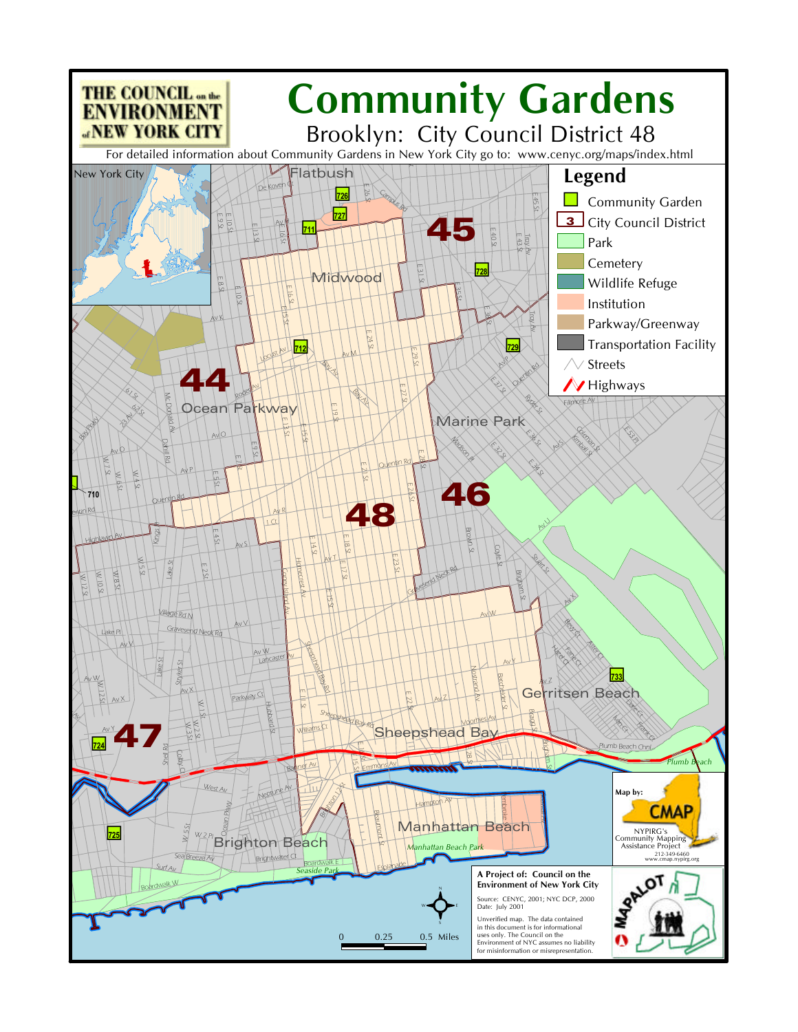# Community Gardens

## Brooklyn: City Council District 48

THE COUNCIL on the ENVIRONMENT of NEW YORK CITY

For detailed information about Community Gardens in New York City go to: www.cenyc.org/maps/index.html

### Legend

- Community Garden
- City Council District
- Park
- Cemetery
- Wildlife Refuge
- Institution
- Parkway/Greenway
- Transportation Facility
- Streets
- Highways

**A Project of: Council on the Environment of New York City**

Source: CENYC, 2001; NYC DCP, 2000
Date: July 2001

Unverified map. The data contained in this document is for informational uses only. The Council on the Environment of NYC assumes no liability for misinformation or misrepresentation.

Map by: CMAP
NYPIRG's Community Mapping Assistance Project
212-349-6460
www.cmap.nypirg.org

0 0.25 0.5 Miles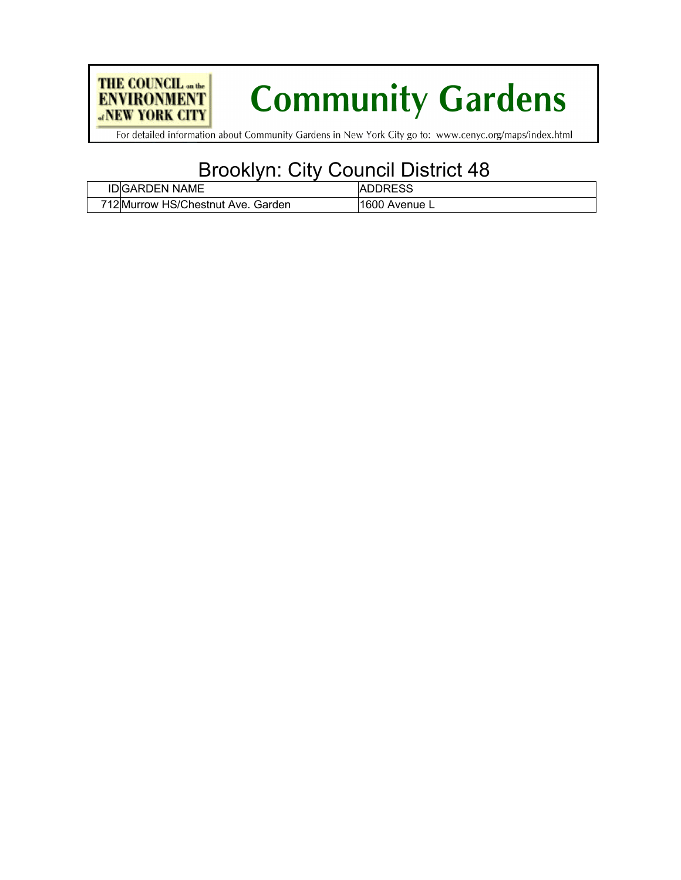THE COUNCIL on the ENVIRONMENT of NEW YORK CITY

# Community Gardens

For detailed information about Community Gardens in New York City go to: www.cenyc.org/maps/index.html

## Brooklyn: City Council District 48

| ID | GARDEN NAME | ADDRESS |
|---|---|---|
| 712 | Murrow HS/Chestnut Ave. Garden | 1600 Avenue L |